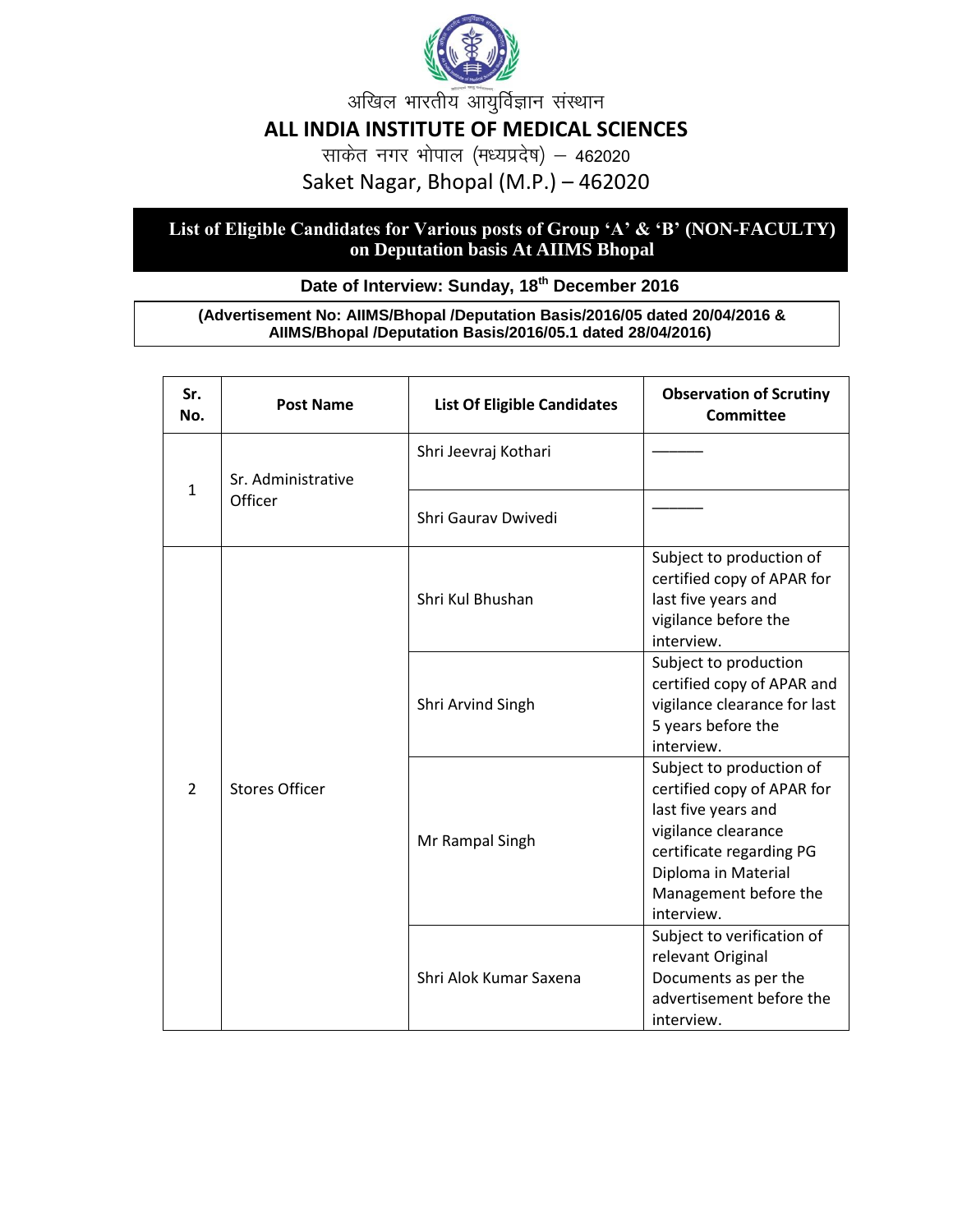अखिल भारतीय आयुर्विज्ञान संस्थान

# ALL INDIA INSTITUTE OF MEDICAL SCIENCES

साकेत नगर भोपाल (मध्यप्रदेष) – 462020

Saket Nagar, Bhopal (M.P.) – 462020

## List of Eligible Candidates for Various posts of Group 'A' & 'B' (NON-FACULTY) on Deputation basis At AIIMS Bhopal

**Date of Interview: Sunday, 18th December 2016**

**(Advertisement No: AIIMS/Bhopal /Deputation Basis/2016/05 dated 20/04/2016 & AIIMS/Bhopal /Deputation Basis/2016/05.1 dated 28/04/2016)**

| Sr. No. | Post Name | List Of Eligible Candidates | Observation of Scrutiny Committee |
|---|---|---|---|
| 1 | Sr. Administrative Officer | Shri Jeevraj Kothari | ——— |
| | | Shri Gaurav Dwivedi | ——— |
| 2 | Stores Officer | Shri Kul Bhushan | Subject to production of certified copy of APAR for last five years and vigilance before the interview. |
| | | Shri Arvind Singh | Subject to production certified copy of APAR and vigilance clearance for last 5 years before the interview. |
| | | Mr Rampal Singh | Subject to production of certified copy of APAR for last five years and vigilance clearance certificate regarding PG Diploma in Material Management before the interview. |
| | | Shri Alok Kumar Saxena | Subject to verification of relevant Original Documents as per the advertisement before the interview. |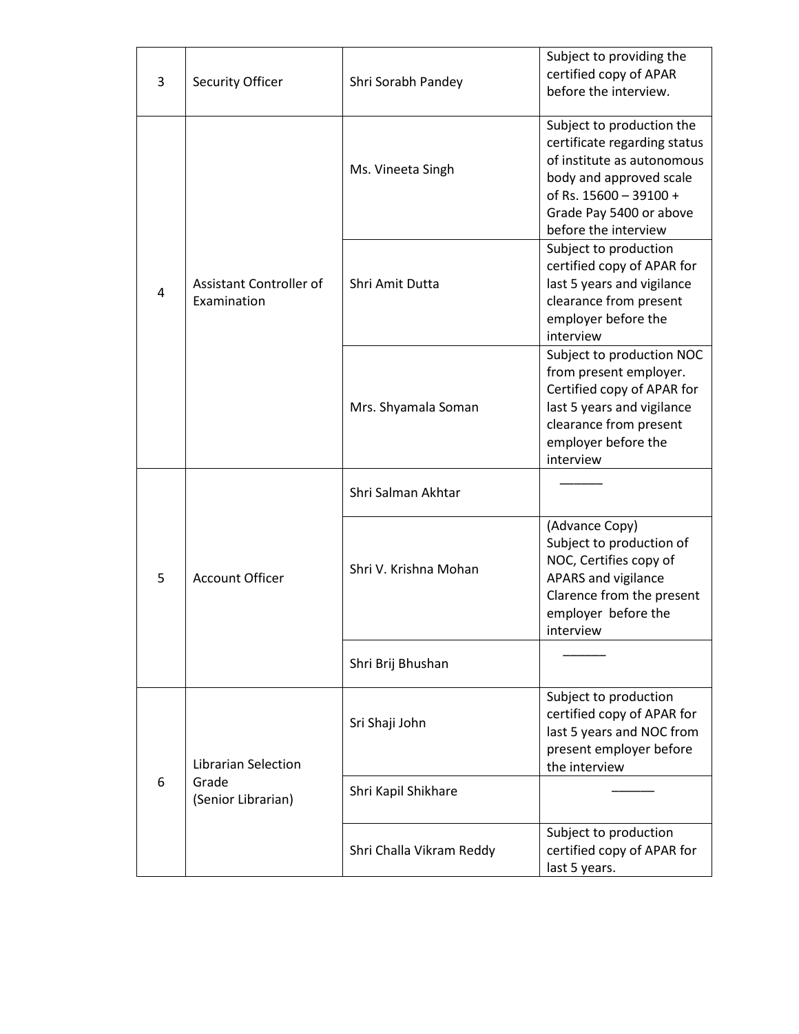| 3 | Security Officer | Shri Sorabh Pandey | Subject to providing the certified copy of APAR before the interview. |
|---|---|---|---|
| 4 | Assistant Controller of Examination | Ms. Vineeta Singh | Subject to production the certificate regarding status of institute as autonomous body and approved scale of Rs. 15600 – 39100 + Grade Pay 5400 or above before the interview |
| | | Shri Amit Dutta | Subject to production certified copy of APAR for last 5 years and vigilance clearance from present employer before the interview |
| | | Mrs. Shyamala Soman | Subject to production NOC from present employer. Certified copy of APAR for last 5 years and vigilance clearance from present employer before the interview |
| 5 | Account Officer | Shri Salman Akhtar | ______ |
| | | Shri V. Krishna Mohan | (Advance Copy) Subject to production of NOC, Certifies copy of APARS and vigilance Clarence from the present employer before the interview |
| | | Shri Brij Bhushan | ______ |
| 6 | Librarian Selection Grade (Senior Librarian) | Sri Shaji John | Subject to production certified copy of APAR for last 5 years and NOC from present employer before the interview |
| | | Shri Kapil Shikhare | ______ |
| | | Shri Challa Vikram Reddy | Subject to production certified copy of APAR for last 5 years. |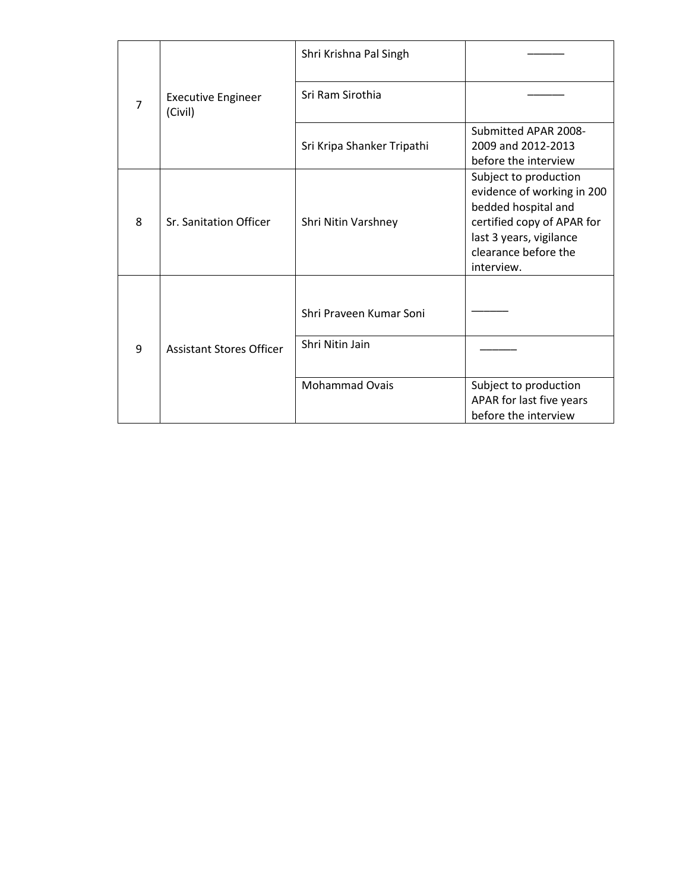| | | | |
|---|---|---|---|
| 7 | Executive Engineer (Civil) | Shri Krishna Pal Singh | ——— |
| | | Sri Ram Sirothia | ——— |
| | | Sri Kripa Shanker Tripathi | Submitted APAR 2008-2009 and 2012-2013 before the interview |
| 8 | Sr. Sanitation Officer | Shri Nitin Varshney | Subject to production evidence of working in 200 bedded hospital and certified copy of APAR for last 3 years, vigilance clearance before the interview. |
| 9 | Assistant Stores Officer | Shri Praveen Kumar Soni | ——— |
| | | Shri Nitin Jain | ——— |
| | | Mohammad Ovais | Subject to production APAR for last five years before the interview |